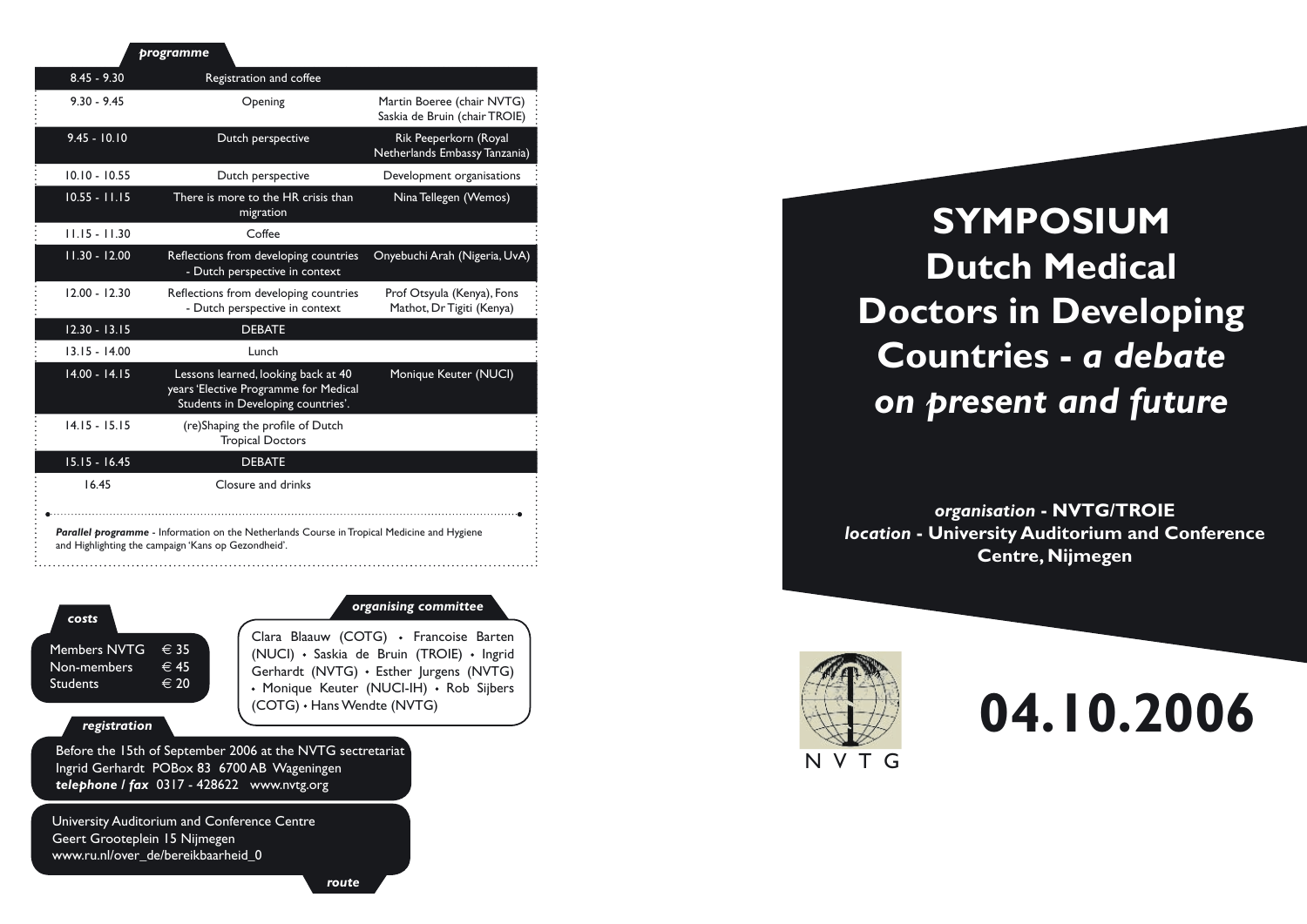# SYMPOSIUM Dutch Medical Doctors in Developing Countries - *a debate on present and future*

***organisation*** **- NVTG/TROIE**
***location*** **- University Auditorium and Conference Centre, Nijmegen**

NVTG

# 04.10.2006

***programme***

| | | |
|---|---|---|
| 8.45 - 9.30 | Registration and coffee | |
| 9.30 - 9.45 | Opening | Martin Boeree (chair NVTG) Saskia de Bruin (chair TROIE) |
| 9.45 - 10.10 | Dutch perspective | Rik Peeperkorn (Royal Netherlands Embassy Tanzania) |
| 10.10 - 10.55 | Dutch perspective | Development organisations |
| 10.55 - 11.15 | There is more to the HR crisis than migration | Nina Tellegen (Wemos) |
| 11.15 - 11.30 | Coffee | |
| 11.30 - 12.00 | Reflections from developing countries - Dutch perspective in context | Onyebuchi Arah (Nigeria, UvA) |
| 12.00 - 12.30 | Reflections from developing countries - Dutch perspective in context | Prof Otsyula (Kenya), Fons Mathot, Dr Tigiti (Kenya) |
| 12.30 - 13.15 | DEBATE | |
| 13.15 - 14.00 | Lunch | |
| 14.00 - 14.15 | Lessons learned, looking back at 40 years 'Elective Programme for Medical Students in Developing countries'. | Monique Keuter (NUCI) |
| 14.15 - 15.15 | (re)Shaping the profile of Dutch Tropical Doctors | |
| 15.15 - 16.45 | DEBATE | |
| 16.45 | Closure and drinks | |

***Parallel programme*** - Information on the Netherlands Course in Tropical Medicine and Hygiene and Highlighting the campaign 'Kans op Gezondheid'.

***costs***

| | |
|---|---|
| Members NVTG | € 35 |
| Non-members | € 45 |
| Students | € 20 |

***organising committee***

Clara Blaauw (COTG) • Francoise Barten (NUCI) • Saskia de Bruin (TROIE) • Ingrid Gerhardt (NVTG) • Esther Jurgens (NVTG) • Monique Keuter (NUCI-IH) • Rob Sijbers (COTG) • Hans Wendte (NVTG)

***registration***

Before the 15th of September 2006 at the NVTG sectretariat
Ingrid Gerhardt POBox 83 6700 AB Wageningen
***telephone / fax*** 0317 - 428622 www.nvtg.org

***route***

University Auditorium and Conference Centre
Geert Grooteplein 15 Nijmegen
www.ru.nl/over_de/bereikbaarheid_0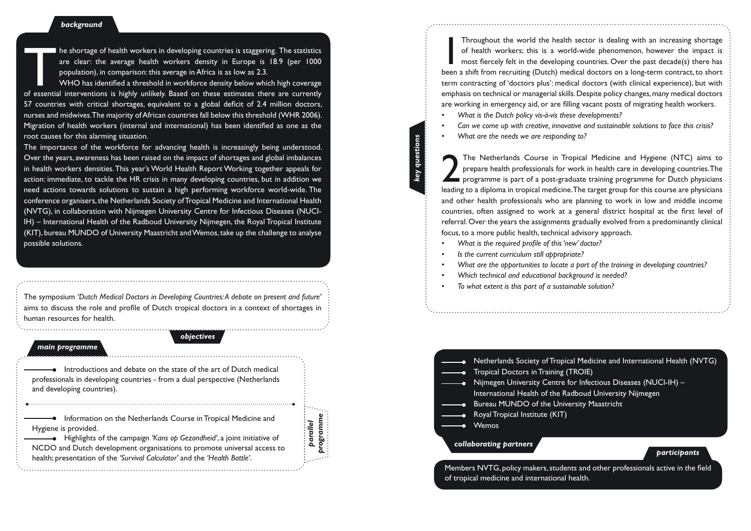## background

The shortage of health workers in developing countries is staggering. The statistics are clear: the average health workers density in Europe is 18.9 (per 1000 population), in comparison: this average in Africa is as low as 2.3.

WHO has identified a threshold in workforce density below which high coverage of essential interventions is highly unlikely. Based on these estimates there are currently 57 countries with critical shortages, equivalent to a global deficit of 2.4 million doctors, nurses and midwives. The majority of African countries fall below this threshold (WHR 2006). Migration of health workers (internal and international) has been identified as one as the root causes for this alarming situation.

The importance of the workforce for advancing health is increasingly being understood. Over the years, awareness has been raised on the impact of shortages and global imbalances in health workers densities. This year's World Health Report Working together appeals for action: immediate, to tackle the HR crisis in many developing countries, but in addition we need actions towards solutions to sustain a high performing workforce world-wide. The conference organisers, the Netherlands Society of Tropical Medicine and International Health (NVTG), in collaboration with Nijmegen University Centre for Infectious Diseases (NUCI-IH) – International Health of the Radboud University Nijmegen, the Royal Tropical Institute (KIT), bureau MUNDO of University Maastricht and Wemos, take up the challenge to analyse possible solutions.

## objectives

The symposium *'Dutch Medical Doctors in Developing Countries: A debate on present and future'* aims to discuss the role and profile of Dutch tropical doctors in a context of shortages in human resources for health.

## main programme

- Introductions and debate on the state of the art of Dutch medical professionals in developing countries - from a dual perspective (Netherlands and developing countries).

## parallel programme

- Information on the Netherlands Course in Tropical Medicine and Hygiene is provided.
- Highlights of the campaign *'Kans op Gezondheid'*, a joint initiative of NCDO and Dutch development organisations to promote universal access to health; presentation of the *'Survival Calculator'* and the *'Health Battle'*.

## key questions

1. Throughout the world the health sector is dealing with an increasing shortage of health workers; this is a world-wide phenomenon, however the impact is most fiercely felt in the developing countries. Over the past decade(s) there has been a shift from recruiting (Dutch) medical doctors on a long-term contract, to short term contracting of 'doctors plus': medical doctors (with clinical experience), but with emphasis on technical or managerial skills. Despite policy changes, many medical doctors are working in emergency aid, or are filling vacant posts of migrating health workers.
   - *What is the Dutch policy vis-à-vis these developments?*
   - *Can we come up with creative, innovative and sustainable solutions to face this crisis?*
   - *What are the needs we are responding to?*

2. The Netherlands Course in Tropical Medicine and Hygiene (NTC) aims to prepare health professionals for work in health care in developing countries. The programme is part of a post-graduate training programme for Dutch physicians leading to a diploma in tropical medicine. The target group for this course are physicians and other health professionals who are planning to work in low and middle income countries, often assigned to work at a general district hospital at the first level of referral. Over the years the assignments gradually evolved from a predominantly clinical focus, to a more public health, technical advisory approach.
   - *What is the required profile of this 'new' doctor?*
   - *Is the current curriculum still appropriate?*
   - *What are the opportunities to locate a part of the training in developing countries?*
   - *Which technical and educational background is needed?*
   - *To what extent is this part of a sustainable solution?*

## collaborating partners

- Netherlands Society of Tropical Medicine and International Health (NVTG)
- Tropical Doctors in Training (TROIE)
- Nijmegen University Centre for Infectious Diseases (NUCI-IH) – International Health of the Radboud University Nijmegen
- Bureau MUNDO of the University Maastricht
- Royal Tropical Institute (KIT)
- Wemos

## participants

Members NVTG, policy makers, students and other professionals active in the field of tropical medicine and international health.